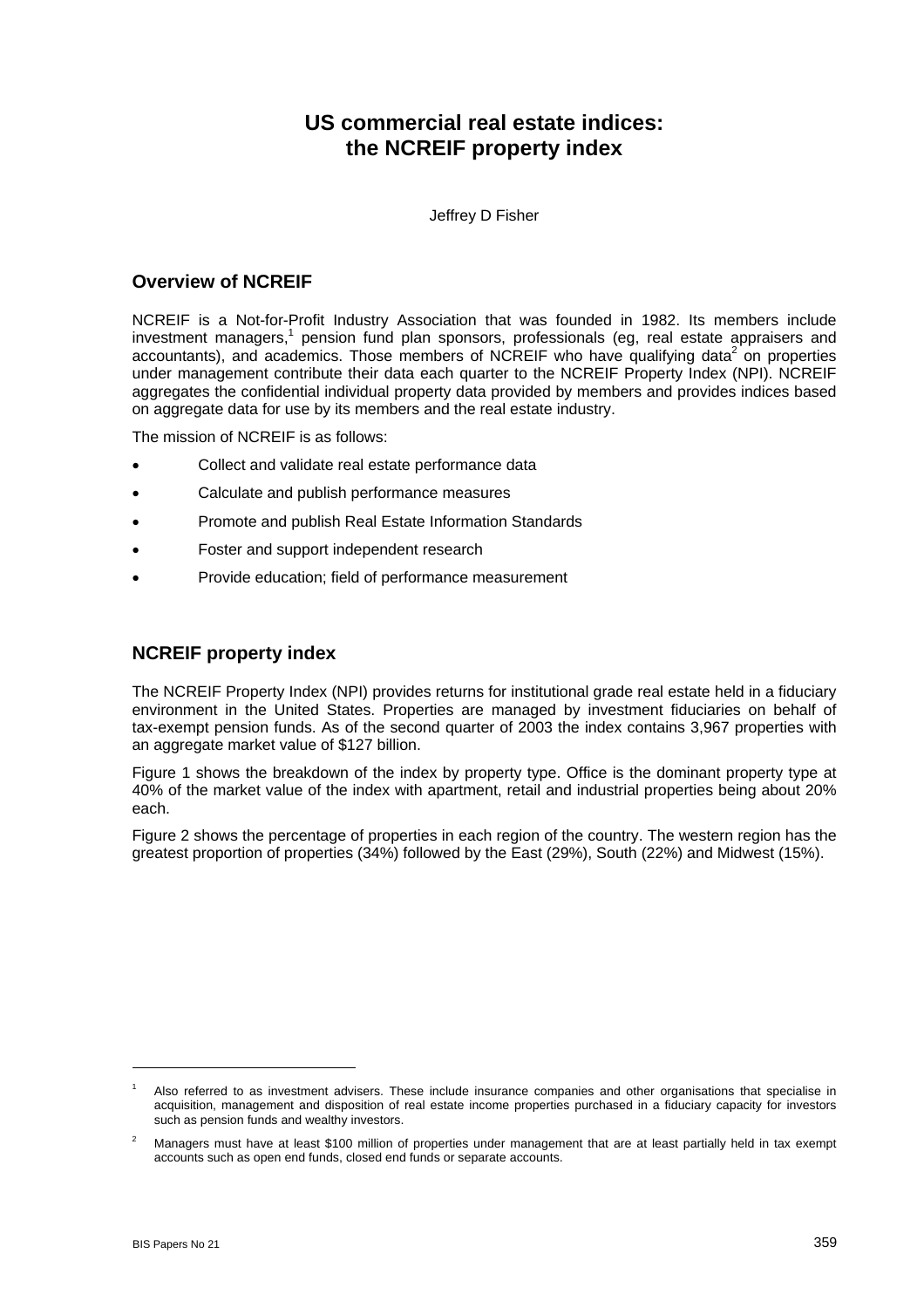# US commercial real estate indices: the NCREIF property index

Jeffrey D Fisher

## Overview of NCREIF

NCREIF is a Not-for-Profit Industry Association that was founded in 1982. Its members include investment managers,[1] pension fund plan sponsors, professionals (eg, real estate appraisers and accountants), and academics. Those members of NCREIF who have qualifying data[2] on properties under management contribute their data each quarter to the NCREIF Property Index (NPI). NCREIF aggregates the confidential individual property data provided by members and provides indices based on aggregate data for use by its members and the real estate industry.

The mission of NCREIF is as follows:

- Collect and validate real estate performance data
- Calculate and publish performance measures
- Promote and publish Real Estate Information Standards
- Foster and support independent research
- Provide education; field of performance measurement

## NCREIF property index

The NCREIF Property Index (NPI) provides returns for institutional grade real estate held in a fiduciary environment in the United States. Properties are managed by investment fiduciaries on behalf of tax-exempt pension funds. As of the second quarter of 2003 the index contains 3,967 properties with an aggregate market value of $127 billion.

Figure 1 shows the breakdown of the index by property type. Office is the dominant property type at 40% of the market value of the index with apartment, retail and industrial properties being about 20% each.

Figure 2 shows the percentage of properties in each region of the country. The western region has the greatest proportion of properties (34%) followed by the East (29%), South (22%) and Midwest (15%).

---

[1] Also referred to as investment advisers. These include insurance companies and other organisations that specialise in acquisition, management and disposition of real estate income properties purchased in a fiduciary capacity for investors such as pension funds and wealthy investors.

[2] Managers must have at least $100 million of properties under management that are at least partially held in tax exempt accounts such as open end funds, closed end funds or separate accounts.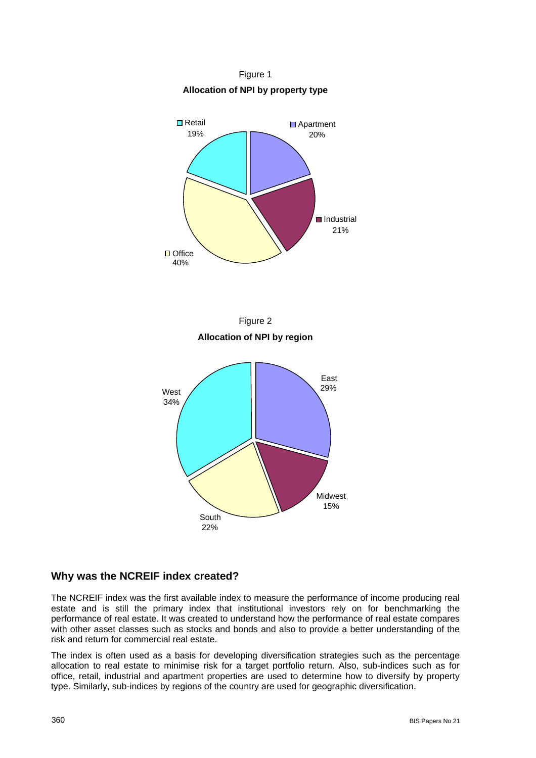Figure 1

**Allocation of NPI by property type**

Retail 19%

Apartment 20%

Industrial 21%

Office 40%

Figure 2

**Allocation of NPI by region**

East 29%

Midwest 15%

South 22%

West 34%

## Why was the NCREIF index created?

The NCREIF index was the first available index to measure the performance of income producing real estate and is still the primary index that institutional investors rely on for benchmarking the performance of real estate. It was created to understand how the performance of real estate compares with other asset classes such as stocks and bonds and also to provide a better understanding of the risk and return for commercial real estate.

The index is often used as a basis for developing diversification strategies such as the percentage allocation to real estate to minimise risk for a target portfolio return. Also, sub-indices such as for office, retail, industrial and apartment properties are used to determine how to diversify by property type. Similarly, sub-indices by regions of the country are used for geographic diversification.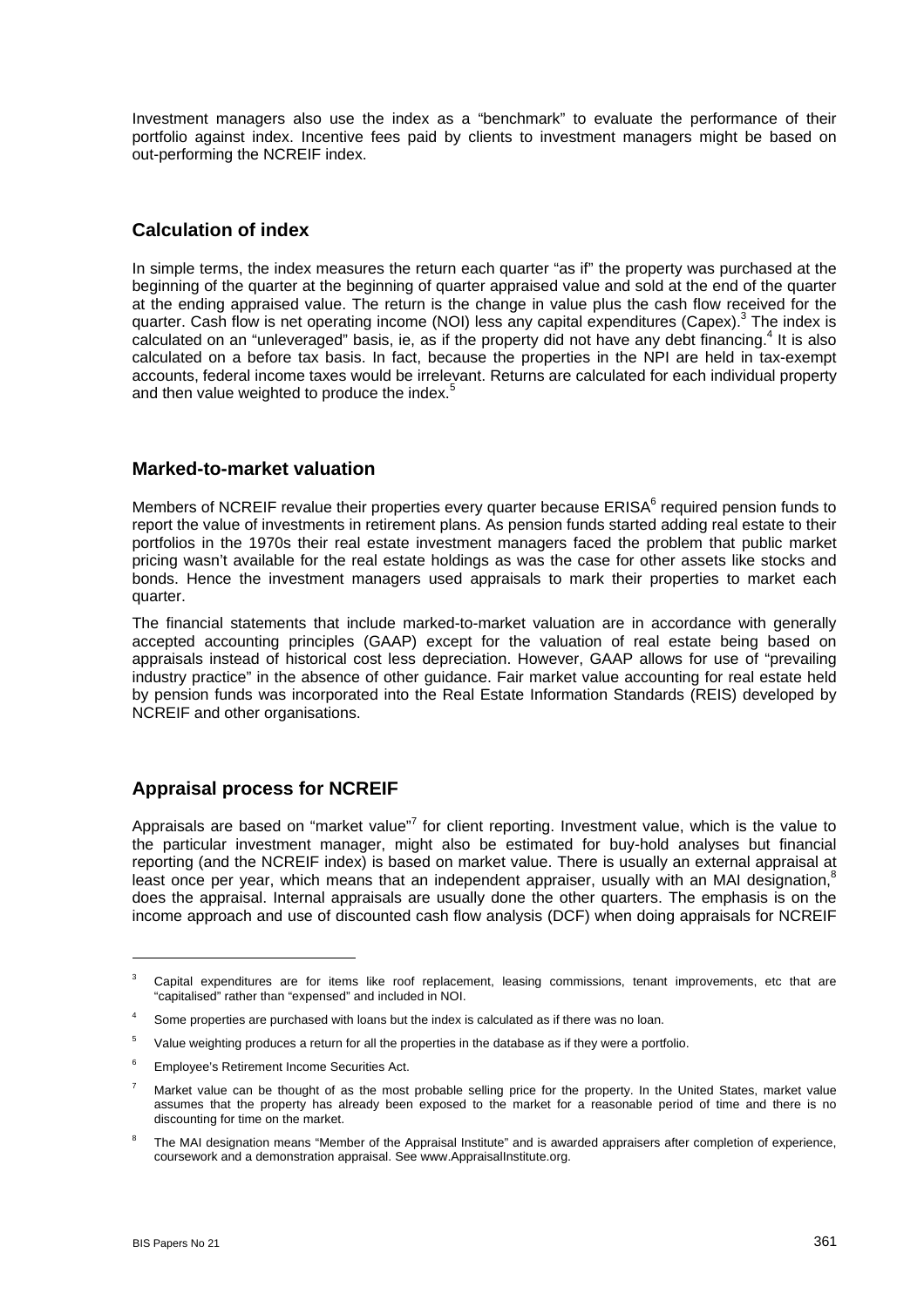Investment managers also use the index as a "benchmark" to evaluate the performance of their portfolio against index. Incentive fees paid by clients to investment managers might be based on out-performing the NCREIF index.

## Calculation of index

In simple terms, the index measures the return each quarter "as if" the property was purchased at the beginning of the quarter at the beginning of quarter appraised value and sold at the end of the quarter at the ending appraised value. The return is the change in value plus the cash flow received for the quarter. Cash flow is net operating income (NOI) less any capital expenditures (Capex).[3] The index is calculated on an "unleveraged" basis, ie, as if the property did not have any debt financing.[4] It is also calculated on a before tax basis. In fact, because the properties in the NPI are held in tax-exempt accounts, federal income taxes would be irrelevant. Returns are calculated for each individual property and then value weighted to produce the index.[5]

## Marked-to-market valuation

Members of NCREIF revalue their properties every quarter because ERISA[6] required pension funds to report the value of investments in retirement plans. As pension funds started adding real estate to their portfolios in the 1970s their real estate investment managers faced the problem that public market pricing wasn't available for the real estate holdings as was the case for other assets like stocks and bonds. Hence the investment managers used appraisals to mark their properties to market each quarter.

The financial statements that include marked-to-market valuation are in accordance with generally accepted accounting principles (GAAP) except for the valuation of real estate being based on appraisals instead of historical cost less depreciation. However, GAAP allows for use of "prevailing industry practice" in the absence of other guidance. Fair market value accounting for real estate held by pension funds was incorporated into the Real Estate Information Standards (REIS) developed by NCREIF and other organisations.

## Appraisal process for NCREIF

Appraisals are based on "market value"[7] for client reporting. Investment value, which is the value to the particular investment manager, might also be estimated for buy-hold analyses but financial reporting (and the NCREIF index) is based on market value. There is usually an external appraisal at least once per year, which means that an independent appraiser, usually with an MAI designation,[8] does the appraisal. Internal appraisals are usually done the other quarters. The emphasis is on the income approach and use of discounted cash flow analysis (DCF) when doing appraisals for NCREIF

---

[3] Capital expenditures are for items like roof replacement, leasing commissions, tenant improvements, etc that are "capitalised" rather than "expensed" and included in NOI.

[4] Some properties are purchased with loans but the index is calculated as if there was no loan.

[5] Value weighting produces a return for all the properties in the database as if they were a portfolio.

[6] Employee's Retirement Income Securities Act.

[7] Market value can be thought of as the most probable selling price for the property. In the United States, market value assumes that the property has already been exposed to the market for a reasonable period of time and there is no discounting for time on the market.

[8] The MAI designation means "Member of the Appraisal Institute" and is awarded appraisers after completion of experience, coursework and a demonstration appraisal. See www.AppraisalInstitute.org.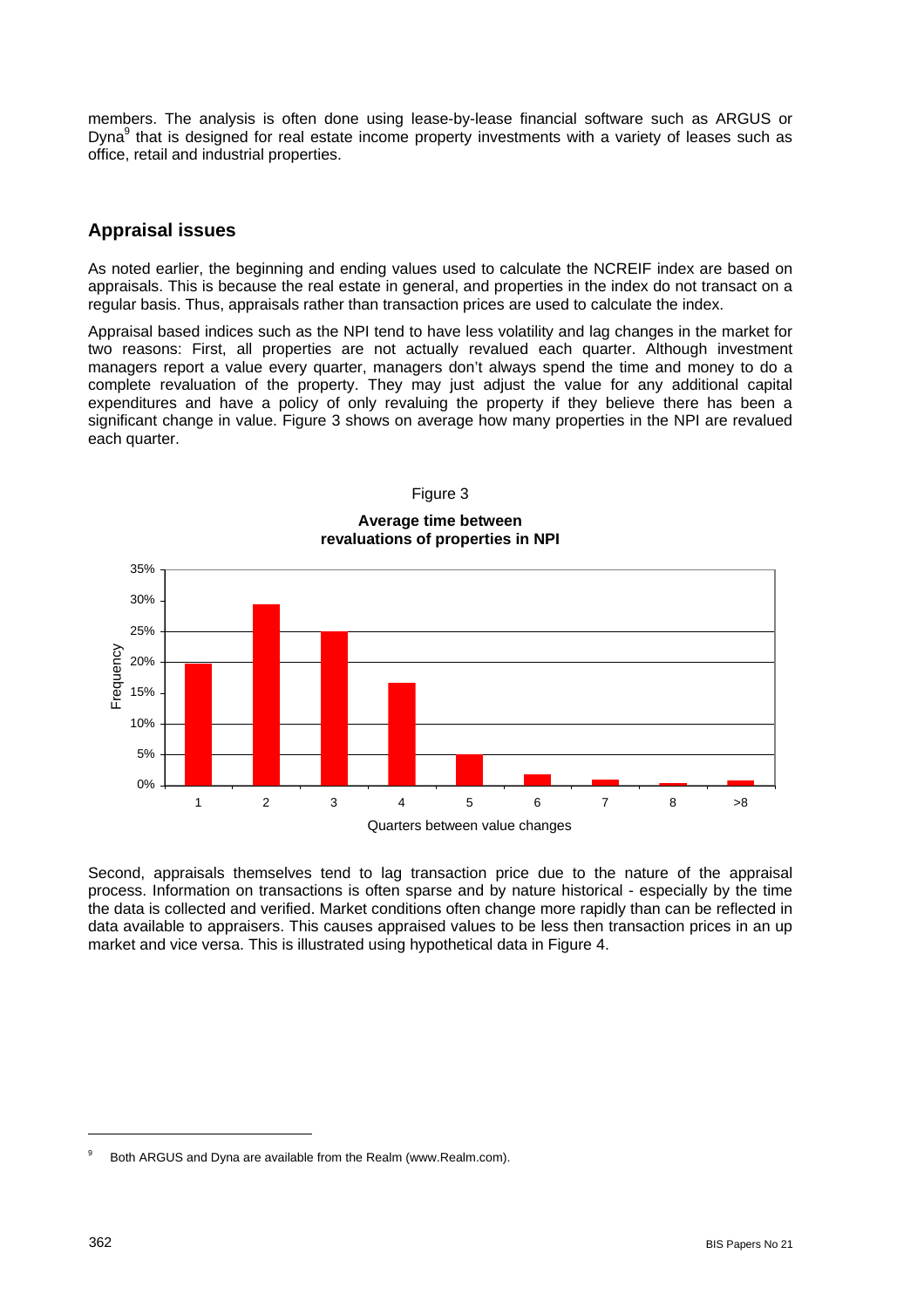members. The analysis is often done using lease-by-lease financial software such as ARGUS or Dyna[9] that is designed for real estate income property investments with a variety of leases such as office, retail and industrial properties.

## Appraisal issues

As noted earlier, the beginning and ending values used to calculate the NCREIF index are based on appraisals. This is because the real estate in general, and properties in the index do not transact on a regular basis. Thus, appraisals rather than transaction prices are used to calculate the index.

Appraisal based indices such as the NPI tend to have less volatility and lag changes in the market for two reasons: First, all properties are not actually revalued each quarter. Although investment managers report a value every quarter, managers don't always spend the time and money to do a complete revaluation of the property. They may just adjust the value for any additional capital expenditures and have a policy of only revaluing the property if they believe there has been a significant change in value. Figure 3 shows on average how many properties in the NPI are revalued each quarter.

Figure 3

**Average time between revaluations of properties in NPI**

Second, appraisals themselves tend to lag transaction price due to the nature of the appraisal process. Information on transactions is often sparse and by nature historical - especially by the time the data is collected and verified. Market conditions often change more rapidly than can be reflected in data available to appraisers. This causes appraised values to be less then transaction prices in an up market and vice versa. This is illustrated using hypothetical data in Figure 4.

---

[9] Both ARGUS and Dyna are available from the Realm (www.Realm.com).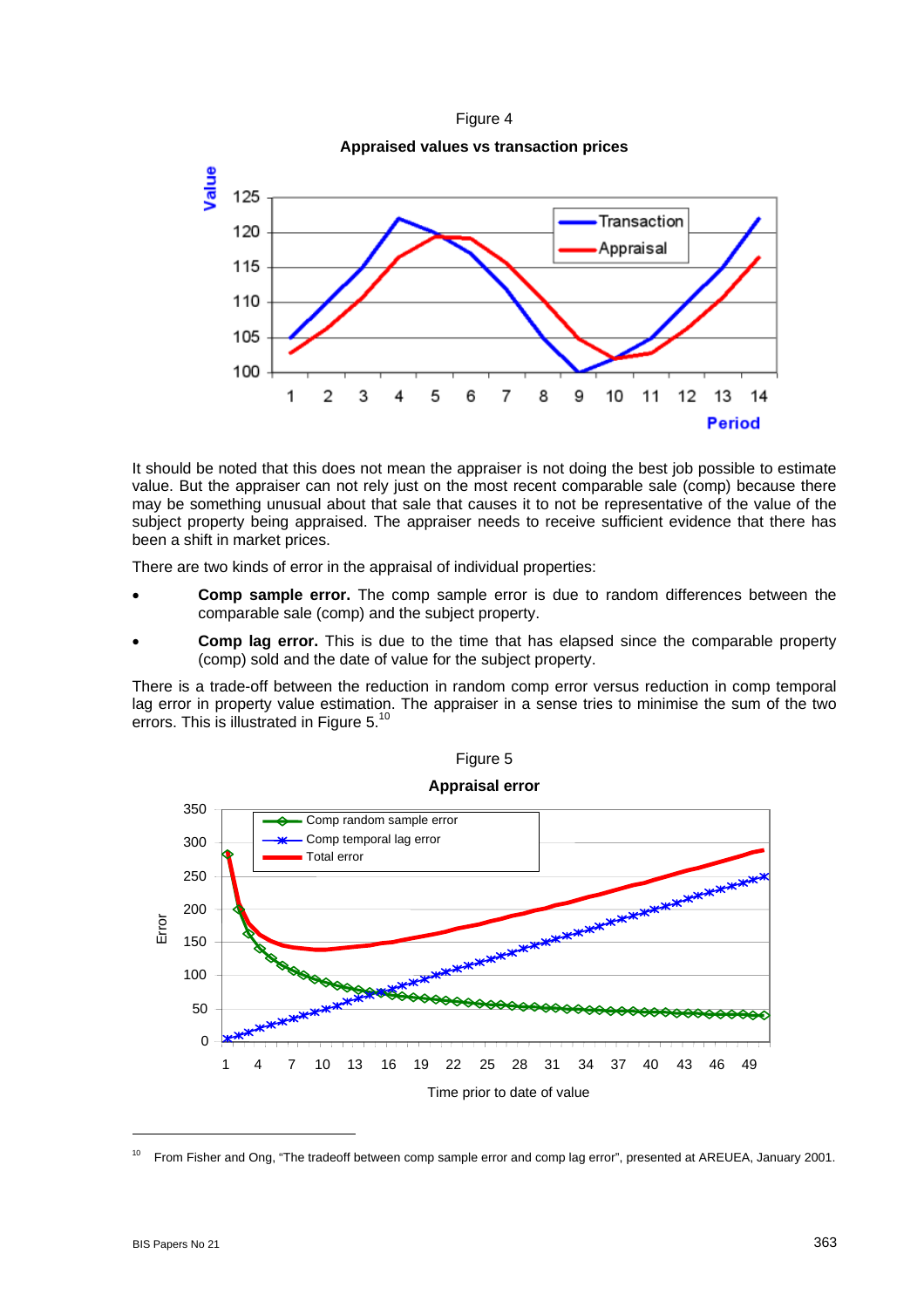Figure 4

**Appraised values vs transaction prices**

It should be noted that this does not mean the appraiser is not doing the best job possible to estimate value. But the appraiser can not rely just on the most recent comparable sale (comp) because there may be something unusual about that sale that causes it to not be representative of the value of the subject property being appraised. The appraiser needs to receive sufficient evidence that there has been a shift in market prices.

There are two kinds of error in the appraisal of individual properties:

- **Comp sample error.** The comp sample error is due to random differences between the comparable sale (comp) and the subject property.
- **Comp lag error.** This is due to the time that has elapsed since the comparable property (comp) sold and the date of value for the subject property.

There is a trade-off between the reduction in random comp error versus reduction in comp temporal lag error in property value estimation. The appraiser in a sense tries to minimise the sum of the two errors. This is illustrated in Figure 5.[10]

Figure 5

**Appraisal error**

[10] From Fisher and Ong, "The tradeoff between comp sample error and comp lag error", presented at AREUEA, January 2001.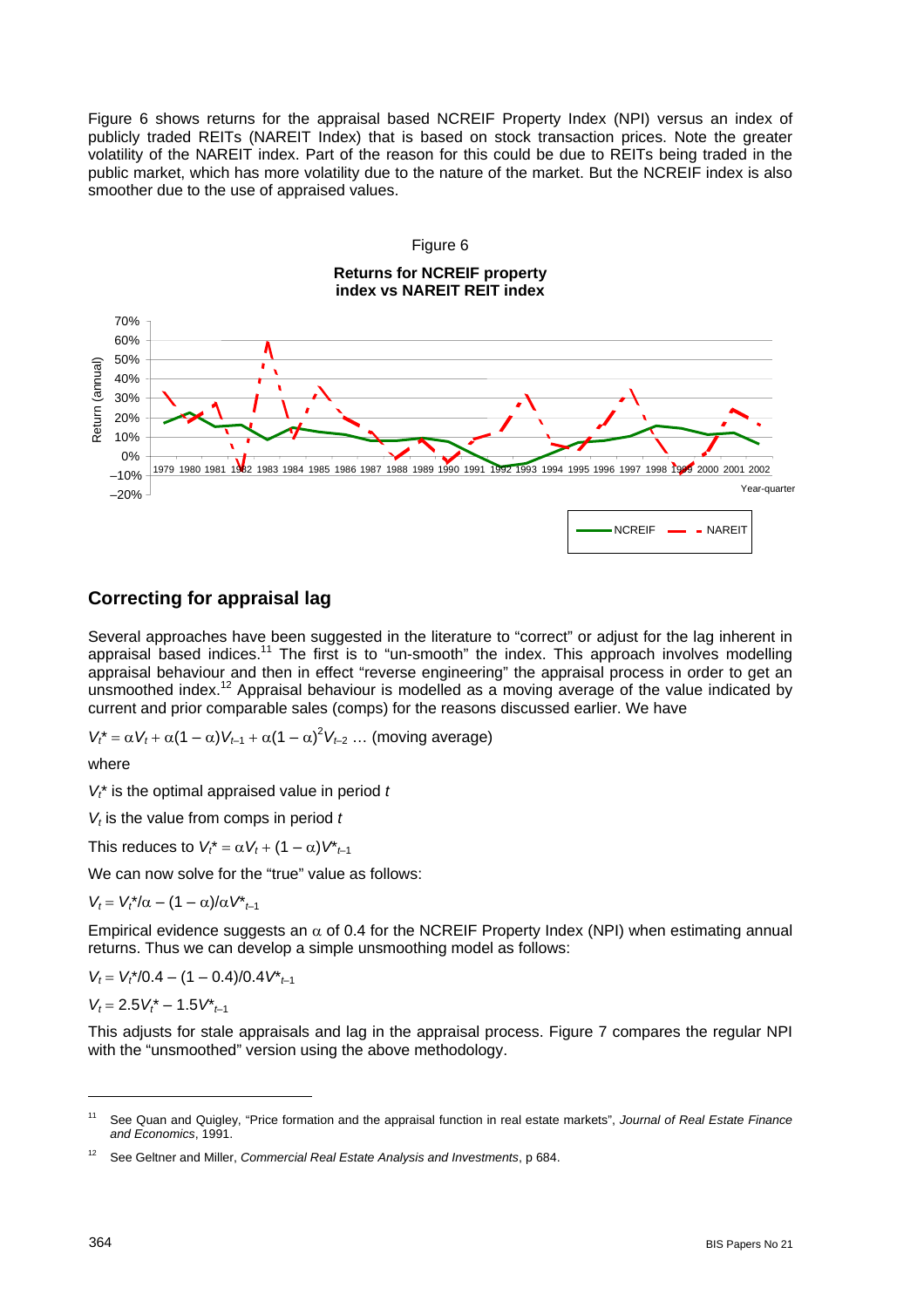Figure 6 shows returns for the appraisal based NCREIF Property Index (NPI) versus an index of publicly traded REITs (NAREIT Index) that is based on stock transaction prices. Note the greater volatility of the NAREIT index. Part of the reason for this could be due to REITs being traded in the public market, which has more volatility due to the nature of the market. But the NCREIF index is also smoother due to the use of appraised values.

Figure 6

**Returns for NCREIF property index vs NAREIT REIT index**

## Correcting for appraisal lag

Several approaches have been suggested in the literature to "correct" or adjust for the lag inherent in appraisal based indices.[11] The first is to "un-smooth" the index. This approach involves modelling appraisal behaviour and then in effect "reverse engineering" the appraisal process in order to get an unsmoothed index.[12] Appraisal behaviour is modelled as a moving average of the value indicated by current and prior comparable sales (comps) for the reasons discussed earlier. We have

$V_t^* = \alpha V_t + \alpha(1 - \alpha)V_{t-1} + \alpha(1 - \alpha)^2 V_{t-2} \ldots$ (moving average)

where

$V_t^*$ is the optimal appraised value in period $t$

$V_t$ is the value from comps in period $t$

This reduces to $V_t^* = \alpha V_t + (1 - \alpha)V^*_{t-1}$

We can now solve for the "true" value as follows:

$V_t = V_t^*/\alpha - (1 - \alpha)/\alpha V^*_{t-1}$

Empirical evidence suggests an $\alpha$ of 0.4 for the NCREIF Property Index (NPI) when estimating annual returns. Thus we can develop a simple unsmoothing model as follows:

$V_t = V_t^*/0.4 - (1 - 0.4)/0.4 V^*_{t-1}$

$V_t = 2.5V_t^* - 1.5V^*_{t-1}$

This adjusts for stale appraisals and lag in the appraisal process. Figure 7 compares the regular NPI with the "unsmoothed" version using the above methodology.

---

[11] See Quan and Quigley, "Price formation and the appraisal function in real estate markets", *Journal of Real Estate Finance and Economics*, 1991.

[12] See Geltner and Miller, *Commercial Real Estate Analysis and Investments*, p 684.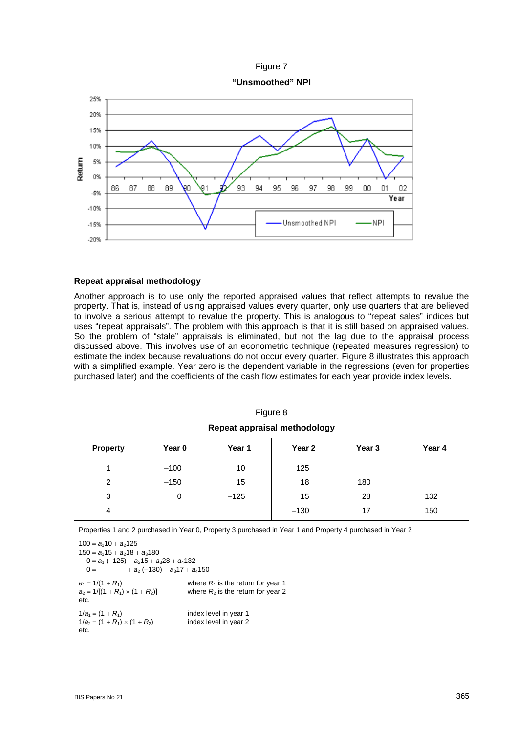Figure 7

**"Unsmoothed" NPI**

## Repeat appraisal methodology

Another approach is to use only the reported appraised values that reflect attempts to revalue the property. That is, instead of using appraised values every quarter, only use quarters that are believed to involve a serious attempt to revalue the property. This is analogous to "repeat sales" indices but uses "repeat appraisals". The problem with this approach is that it is still based on appraised values. So the problem of "stale" appraisals is eliminated, but not the lag due to the appraisal process discussed above. This involves use of an econometric technique (repeated measures regression) to estimate the index because revaluations do not occur every quarter. Figure 8 illustrates this approach with a simplified example. Year zero is the dependent variable in the regressions (even for properties purchased later) and the coefficients of the cash flow estimates for each year provide index levels.

Figure 8

**Repeat appraisal methodology**

| Property | Year 0 | Year 1 | Year 2 | Year 3 | Year 4 |
|---|---|---|---|---|---|
| 1 | –100 | 10 | 125 | | |
| 2 | –150 | 15 | 18 | 180 | |
| 3 | 0 | –125 | 15 | 28 | 132 |
| 4 | | | –130 | 17 | 150 |

Properties 1 and 2 purchased in Year 0, Property 3 purchased in Year 1 and Property 4 purchased in Year 2

$100 = a_1 10 + a_2 125$

$150 = a_1 15 + a_2 18 + a_3 180$

$0 = a_1 (-125) + a_2 15 + a_3 28 + a_4 132$

$0 = + a_2 (-130) + a_3 17 + a_4 150$

$a_1 = 1/(1 + R_1)$ where $R_1$ is the return for year 1

$a_2 = 1/[(1 + R_1) \times (1 + R_2)]$ where $R_2$ is the return for year 2

etc.

$1/a_1 = (1 + R_1)$ index level in year 1

$1/a_2 = (1 + R_1) \times (1 + R_2)$ index level in year 2

etc.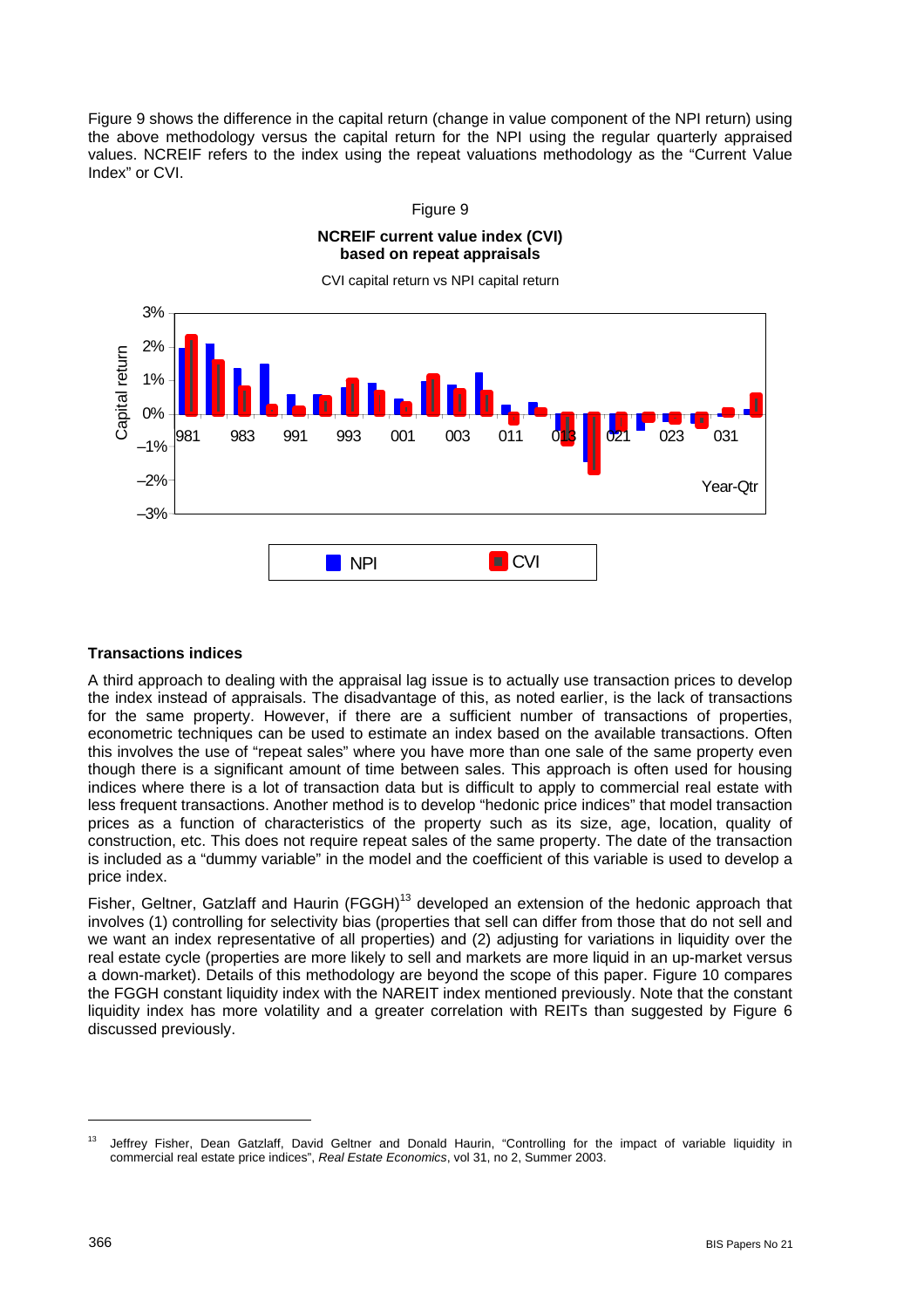Figure 9 shows the difference in the capital return (change in value component of the NPI return) using the above methodology versus the capital return for the NPI using the regular quarterly appraised values. NCREIF refers to the index using the repeat valuations methodology as the "Current Value Index" or CVI.

Figure 9

**NCREIF current value index (CVI) based on repeat appraisals**

CVI capital return vs NPI capital return

### Transactions indices

A third approach to dealing with the appraisal lag issue is to actually use transaction prices to develop the index instead of appraisals. The disadvantage of this, as noted earlier, is the lack of transactions for the same property. However, if there are a sufficient number of transactions of properties, econometric techniques can be used to estimate an index based on the available transactions. Often this involves the use of "repeat sales" where you have more than one sale of the same property even though there is a significant amount of time between sales. This approach is often used for housing indices where there is a lot of transaction data but is difficult to apply to commercial real estate with less frequent transactions. Another method is to develop "hedonic price indices" that model transaction prices as a function of characteristics of the property such as its size, age, location, quality of construction, etc. This does not require repeat sales of the same property. The date of the transaction is included as a "dummy variable" in the model and the coefficient of this variable is used to develop a price index.

Fisher, Geltner, Gatzlaff and Haurin (FGGH)[13] developed an extension of the hedonic approach that involves (1) controlling for selectivity bias (properties that sell can differ from those that do not sell and we want an index representative of all properties) and (2) adjusting for variations in liquidity over the real estate cycle (properties are more likely to sell and markets are more liquid in an up-market versus a down-market). Details of this methodology are beyond the scope of this paper. Figure 10 compares the FGGH constant liquidity index with the NAREIT index mentioned previously. Note that the constant liquidity index has more volatility and a greater correlation with REITs than suggested by Figure 6 discussed previously.

---

[13] Jeffrey Fisher, Dean Gatzlaff, David Geltner and Donald Haurin, "Controlling for the impact of variable liquidity in commercial real estate price indices", *Real Estate Economics*, vol 31, no 2, Summer 2003.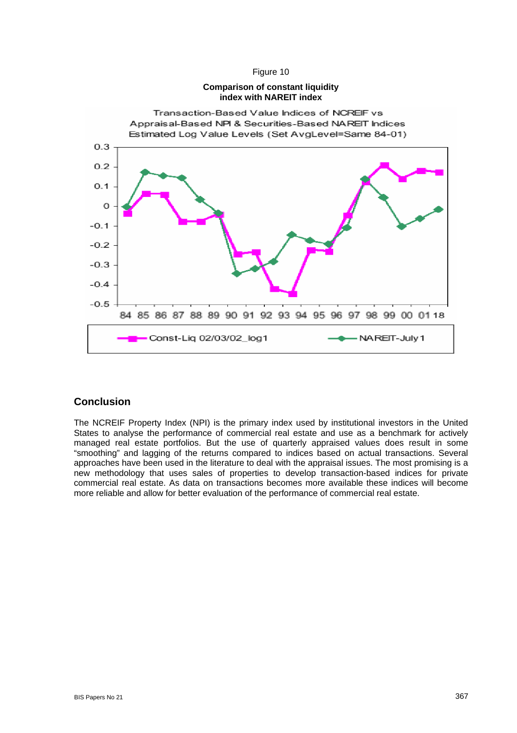Figure 10

**Comparison of constant liquidity index with NAREIT index**

Transaction-Based Value Indices of NCREIF vs
Appraisal-Based NPI & Securities-Based NAREIT Indices
Estimated Log Value Levels (Set AvgLevel=Same 84-01)

0.3
0.2
0.1
0
-0.1
-0.2
-0.3
-0.4
-0.5

84 85 86 87 88 89 90 91 92 93 94 95 96 97 98 99 00 01 18

Const-Liq 02/03/02_log1
NAREIT-July 1

## Conclusion

The NCREIF Property Index (NPI) is the primary index used by institutional investors in the United States to analyse the performance of commercial real estate and use as a benchmark for actively managed real estate portfolios. But the use of quarterly appraised values does result in some "smoothing" and lagging of the returns compared to indices based on actual transactions. Several approaches have been used in the literature to deal with the appraisal issues. The most promising is a new methodology that uses sales of properties to develop transaction-based indices for private commercial real estate. As data on transactions becomes more available these indices will become more reliable and allow for better evaluation of the performance of commercial real estate.